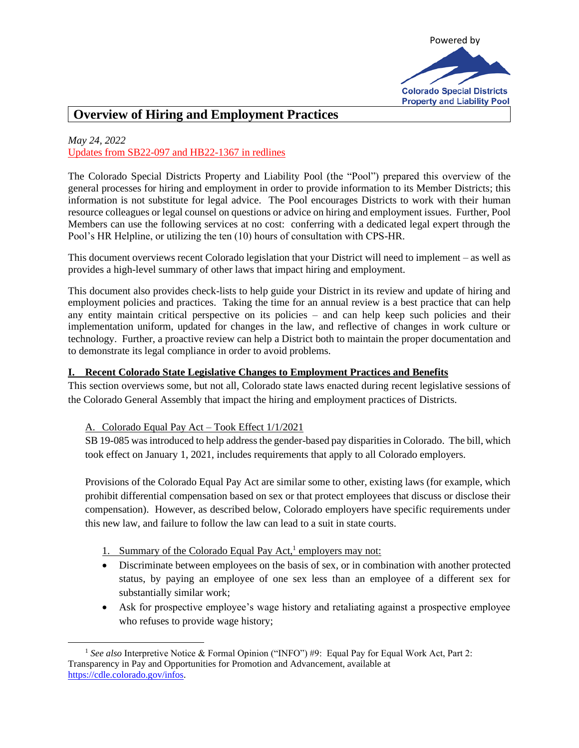Powered by

Colorado Special Districts Property and Liability Pool

# Overview of Hiring and Employment Practices

*May 24, 2022*
Updates from SB22-097 and HB22-1367 in redlines

The Colorado Special Districts Property and Liability Pool (the "Pool") prepared this overview of the general processes for hiring and employment in order to provide information to its Member Districts; this information is not substitute for legal advice. The Pool encourages Districts to work with their human resource colleagues or legal counsel on questions or advice on hiring and employment issues. Further, Pool Members can use the following services at no cost: conferring with a dedicated legal expert through the Pool's HR Helpline, or utilizing the ten (10) hours of consultation with CPS-HR.

This document overviews recent Colorado legislation that your District will need to implement – as well as provides a high-level summary of other laws that impact hiring and employment.

This document also provides check-lists to help guide your District in its review and update of hiring and employment policies and practices. Taking the time for an annual review is a best practice that can help any entity maintain critical perspective on its policies – and can help keep such policies and their implementation uniform, updated for changes in the law, and reflective of changes in work culture or technology. Further, a proactive review can help a District both to maintain the proper documentation and to demonstrate its legal compliance in order to avoid problems.

## I. Recent Colorado State Legislative Changes to Employment Practices and Benefits

This section overviews some, but not all, Colorado state laws enacted during recent legislative sessions of the Colorado General Assembly that impact the hiring and employment practices of Districts.

### A. Colorado Equal Pay Act – Took Effect 1/1/2021

SB 19-085 was introduced to help address the gender-based pay disparities in Colorado. The bill, which took effect on January 1, 2021, includes requirements that apply to all Colorado employers.

Provisions of the Colorado Equal Pay Act are similar some to other, existing laws (for example, which prohibit differential compensation based on sex or that protect employees that discuss or disclose their compensation). However, as described below, Colorado employers have specific requirements under this new law, and failure to follow the law can lead to a suit in state courts.

1. Summary of the Colorado Equal Pay Act,[1] employers may not:

- Discriminate between employees on the basis of sex, or in combination with another protected status, by paying an employee of one sex less than an employee of a different sex for substantially similar work;
- Ask for prospective employee's wage history and retaliating against a prospective employee who refuses to provide wage history;

[1] *See also* Interpretive Notice & Formal Opinion ("INFO") #9: Equal Pay for Equal Work Act, Part 2: Transparency in Pay and Opportunities for Promotion and Advancement, available at https://cdle.colorado.gov/infos.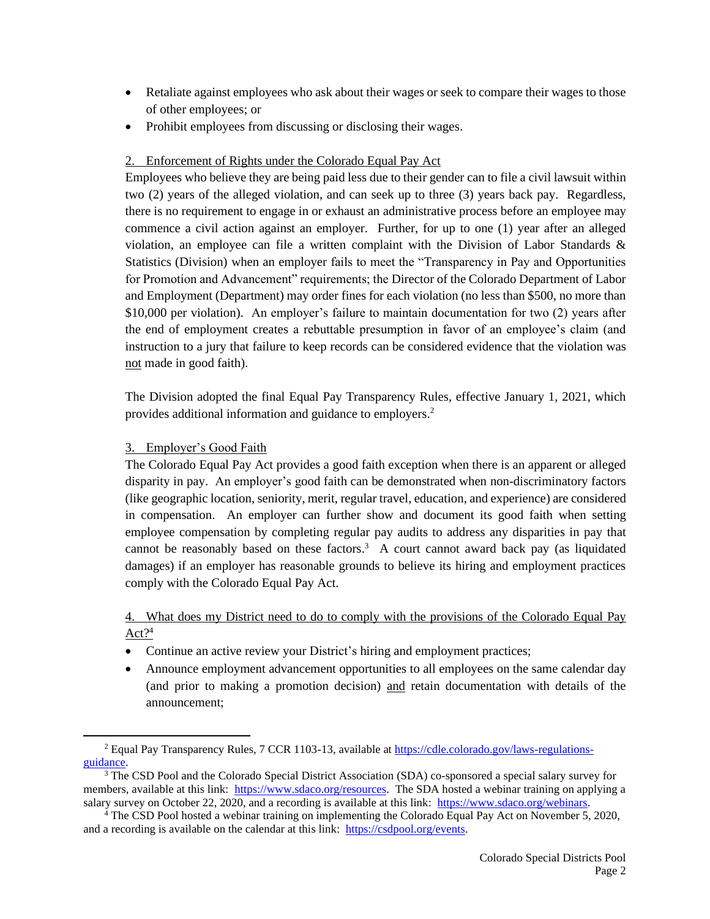- Retaliate against employees who ask about their wages or seek to compare their wages to those of other employees; or
- Prohibit employees from discussing or disclosing their wages.

2. Enforcement of Rights under the Colorado Equal Pay Act

Employees who believe they are being paid less due to their gender can to file a civil lawsuit within two (2) years of the alleged violation, and can seek up to three (3) years back pay. Regardless, there is no requirement to engage in or exhaust an administrative process before an employee may commence a civil action against an employer. Further, for up to one (1) year after an alleged violation, an employee can file a written complaint with the Division of Labor Standards & Statistics (Division) when an employer fails to meet the "Transparency in Pay and Opportunities for Promotion and Advancement" requirements; the Director of the Colorado Department of Labor and Employment (Department) may order fines for each violation (no less than $500, no more than $10,000 per violation). An employer's failure to maintain documentation for two (2) years after the end of employment creates a rebuttable presumption in favor of an employee's claim (and instruction to a jury that failure to keep records can be considered evidence that the violation was not made in good faith).

The Division adopted the final Equal Pay Transparency Rules, effective January 1, 2021, which provides additional information and guidance to employers.[2]

3. Employer's Good Faith

The Colorado Equal Pay Act provides a good faith exception when there is an apparent or alleged disparity in pay. An employer's good faith can be demonstrated when non-discriminatory factors (like geographic location, seniority, merit, regular travel, education, and experience) are considered in compensation. An employer can further show and document its good faith when setting employee compensation by completing regular pay audits to address any disparities in pay that cannot be reasonably based on these factors.[3] A court cannot award back pay (as liquidated damages) if an employer has reasonable grounds to believe its hiring and employment practices comply with the Colorado Equal Pay Act.

4. What does my District need to do to comply with the provisions of the Colorado Equal Pay Act?[4]

- Continue an active review your District's hiring and employment practices;
- Announce employment advancement opportunities to all employees on the same calendar day (and prior to making a promotion decision) and retain documentation with details of the announcement;

---

[2] Equal Pay Transparency Rules, 7 CCR 1103-13, available at https://cdle.colorado.gov/laws-regulations-guidance.

[3] The CSD Pool and the Colorado Special District Association (SDA) co-sponsored a special salary survey for members, available at this link: https://www.sdaco.org/resources. The SDA hosted a webinar training on applying a salary survey on October 22, 2020, and a recording is available at this link: https://www.sdaco.org/webinars.

[4] The CSD Pool hosted a webinar training on implementing the Colorado Equal Pay Act on November 5, 2020, and a recording is available on the calendar at this link: https://csdpool.org/events.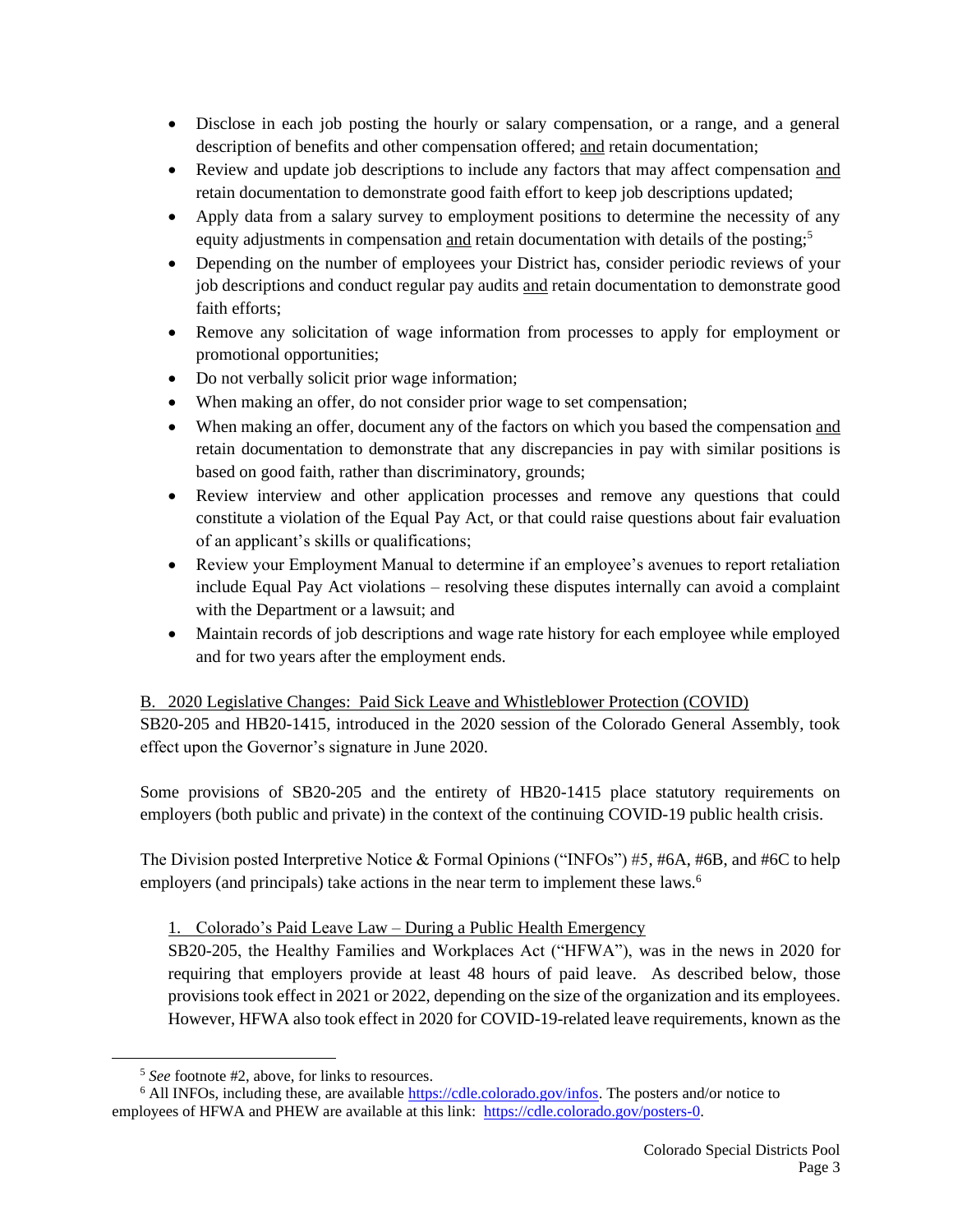- Disclose in each job posting the hourly or salary compensation, or a range, and a general description of benefits and other compensation offered; and retain documentation;
- Review and update job descriptions to include any factors that may affect compensation and retain documentation to demonstrate good faith effort to keep job descriptions updated;
- Apply data from a salary survey to employment positions to determine the necessity of any equity adjustments in compensation and retain documentation with details of the posting;[5]
- Depending on the number of employees your District has, consider periodic reviews of your job descriptions and conduct regular pay audits and retain documentation to demonstrate good faith efforts;
- Remove any solicitation of wage information from processes to apply for employment or promotional opportunities;
- Do not verbally solicit prior wage information;
- When making an offer, do not consider prior wage to set compensation;
- When making an offer, document any of the factors on which you based the compensation and retain documentation to demonstrate that any discrepancies in pay with similar positions is based on good faith, rather than discriminatory, grounds;
- Review interview and other application processes and remove any questions that could constitute a violation of the Equal Pay Act, or that could raise questions about fair evaluation of an applicant's skills or qualifications;
- Review your Employment Manual to determine if an employee's avenues to report retaliation include Equal Pay Act violations – resolving these disputes internally can avoid a complaint with the Department or a lawsuit; and
- Maintain records of job descriptions and wage rate history for each employee while employed and for two years after the employment ends.

B. 2020 Legislative Changes: Paid Sick Leave and Whistleblower Protection (COVID)

SB20-205 and HB20-1415, introduced in the 2020 session of the Colorado General Assembly, took effect upon the Governor's signature in June 2020.

Some provisions of SB20-205 and the entirety of HB20-1415 place statutory requirements on employers (both public and private) in the context of the continuing COVID-19 public health crisis.

The Division posted Interpretive Notice & Formal Opinions ("INFOs") #5, #6A, #6B, and #6C to help employers (and principals) take actions in the near term to implement these laws.[6]

1. Colorado's Paid Leave Law – During a Public Health Emergency

SB20-205, the Healthy Families and Workplaces Act ("HFWA"), was in the news in 2020 for requiring that employers provide at least 48 hours of paid leave. As described below, those provisions took effect in 2021 or 2022, depending on the size of the organization and its employees. However, HFWA also took effect in 2020 for COVID-19-related leave requirements, known as the

[5] *See* footnote #2, above, for links to resources.

[6] All INFOs, including these, are available https://cdle.colorado.gov/infos. The posters and/or notice to employees of HFWA and PHEW are available at this link: https://cdle.colorado.gov/posters-0.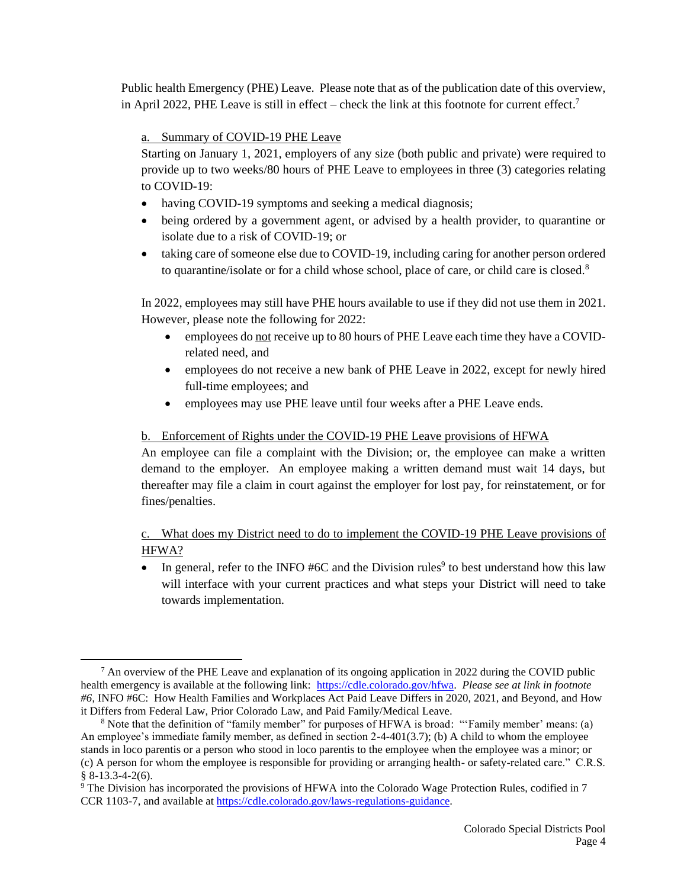Public health Emergency (PHE) Leave. Please note that as of the publication date of this overview, in April 2022, PHE Leave is still in effect – check the link at this footnote for current effect.[7]

a. Summary of COVID-19 PHE Leave

Starting on January 1, 2021, employers of any size (both public and private) were required to provide up to two weeks/80 hours of PHE Leave to employees in three (3) categories relating to COVID-19:

- having COVID-19 symptoms and seeking a medical diagnosis;
- being ordered by a government agent, or advised by a health provider, to quarantine or isolate due to a risk of COVID-19; or
- taking care of someone else due to COVID-19, including caring for another person ordered to quarantine/isolate or for a child whose school, place of care, or child care is closed.[8]

In 2022, employees may still have PHE hours available to use if they did not use them in 2021. However, please note the following for 2022:

- employees do not receive up to 80 hours of PHE Leave each time they have a COVID-related need, and
- employees do not receive a new bank of PHE Leave in 2022, except for newly hired full-time employees; and
- employees may use PHE leave until four weeks after a PHE Leave ends.

b. Enforcement of Rights under the COVID-19 PHE Leave provisions of HFWA

An employee can file a complaint with the Division; or, the employee can make a written demand to the employer. An employee making a written demand must wait 14 days, but thereafter may file a claim in court against the employer for lost pay, for reinstatement, or for fines/penalties.

c. What does my District need to do to implement the COVID-19 PHE Leave provisions of HFWA?

- In general, refer to the INFO #6C and the Division rules[9] to best understand how this law will interface with your current practices and what steps your District will need to take towards implementation.

---

[7] An overview of the PHE Leave and explanation of its ongoing application in 2022 during the COVID public health emergency is available at the following link: https://cdle.colorado.gov/hfwa. *Please see at link in footnote #6*, INFO #6C: How Health Families and Workplaces Act Paid Leave Differs in 2020, 2021, and Beyond, and How it Differs from Federal Law, Prior Colorado Law, and Paid Family/Medical Leave.

[8] Note that the definition of "family member" for purposes of HFWA is broad: "'Family member' means: (a) An employee's immediate family member, as defined in section 2-4-401(3.7); (b) A child to whom the employee stands in loco parentis or a person who stood in loco parentis to the employee when the employee was a minor; or (c) A person for whom the employee is responsible for providing or arranging health- or safety-related care." C.R.S. § 8-13.3-4-2(6).

[9] The Division has incorporated the provisions of HFWA into the Colorado Wage Protection Rules, codified in 7 CCR 1103-7, and available at https://cdle.colorado.gov/laws-regulations-guidance.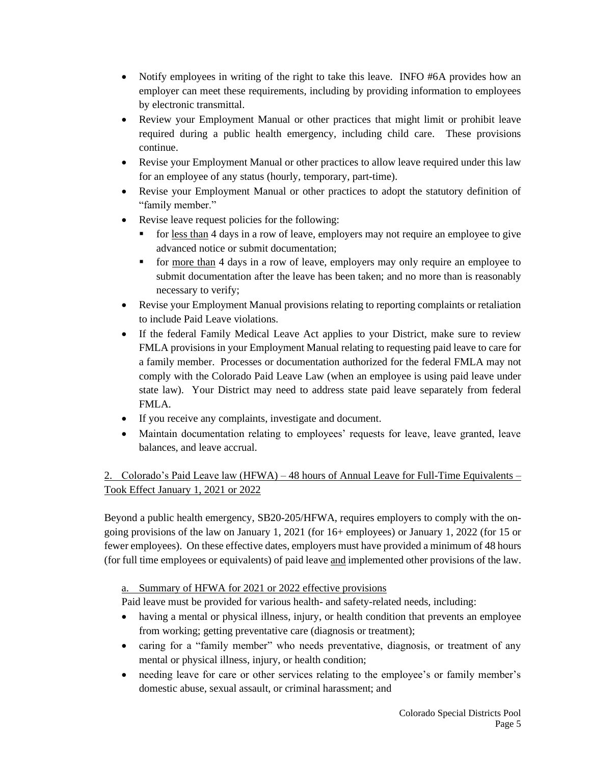- Notify employees in writing of the right to take this leave. INFO #6A provides how an employer can meet these requirements, including by providing information to employees by electronic transmittal.
- Review your Employment Manual or other practices that might limit or prohibit leave required during a public health emergency, including child care. These provisions continue.
- Revise your Employment Manual or other practices to allow leave required under this law for an employee of any status (hourly, temporary, part-time).
- Revise your Employment Manual or other practices to adopt the statutory definition of "family member."
- Revise leave request policies for the following:
  - for less than 4 days in a row of leave, employers may not require an employee to give advanced notice or submit documentation;
  - for more than 4 days in a row of leave, employers may only require an employee to submit documentation after the leave has been taken; and no more than is reasonably necessary to verify;
- Revise your Employment Manual provisions relating to reporting complaints or retaliation to include Paid Leave violations.
- If the federal Family Medical Leave Act applies to your District, make sure to review FMLA provisions in your Employment Manual relating to requesting paid leave to care for a family member. Processes or documentation authorized for the federal FMLA may not comply with the Colorado Paid Leave Law (when an employee is using paid leave under state law). Your District may need to address state paid leave separately from federal FMLA.
- If you receive any complaints, investigate and document.
- Maintain documentation relating to employees' requests for leave, leave granted, leave balances, and leave accrual.

## 2. Colorado's Paid Leave law (HFWA) – 48 hours of Annual Leave for Full-Time Equivalents – Took Effect January 1, 2021 or 2022

Beyond a public health emergency, SB20-205/HFWA, requires employers to comply with the on-going provisions of the law on January 1, 2021 (for 16+ employees) or January 1, 2022 (for 15 or fewer employees). On these effective dates, employers must have provided a minimum of 48 hours (for full time employees or equivalents) of paid leave and implemented other provisions of the law.

### a. Summary of HFWA for 2021 or 2022 effective provisions

Paid leave must be provided for various health- and safety-related needs, including:

- having a mental or physical illness, injury, or health condition that prevents an employee from working; getting preventative care (diagnosis or treatment);
- caring for a "family member" who needs preventative, diagnosis, or treatment of any mental or physical illness, injury, or health condition;
- needing leave for care or other services relating to the employee's or family member's domestic abuse, sexual assault, or criminal harassment; and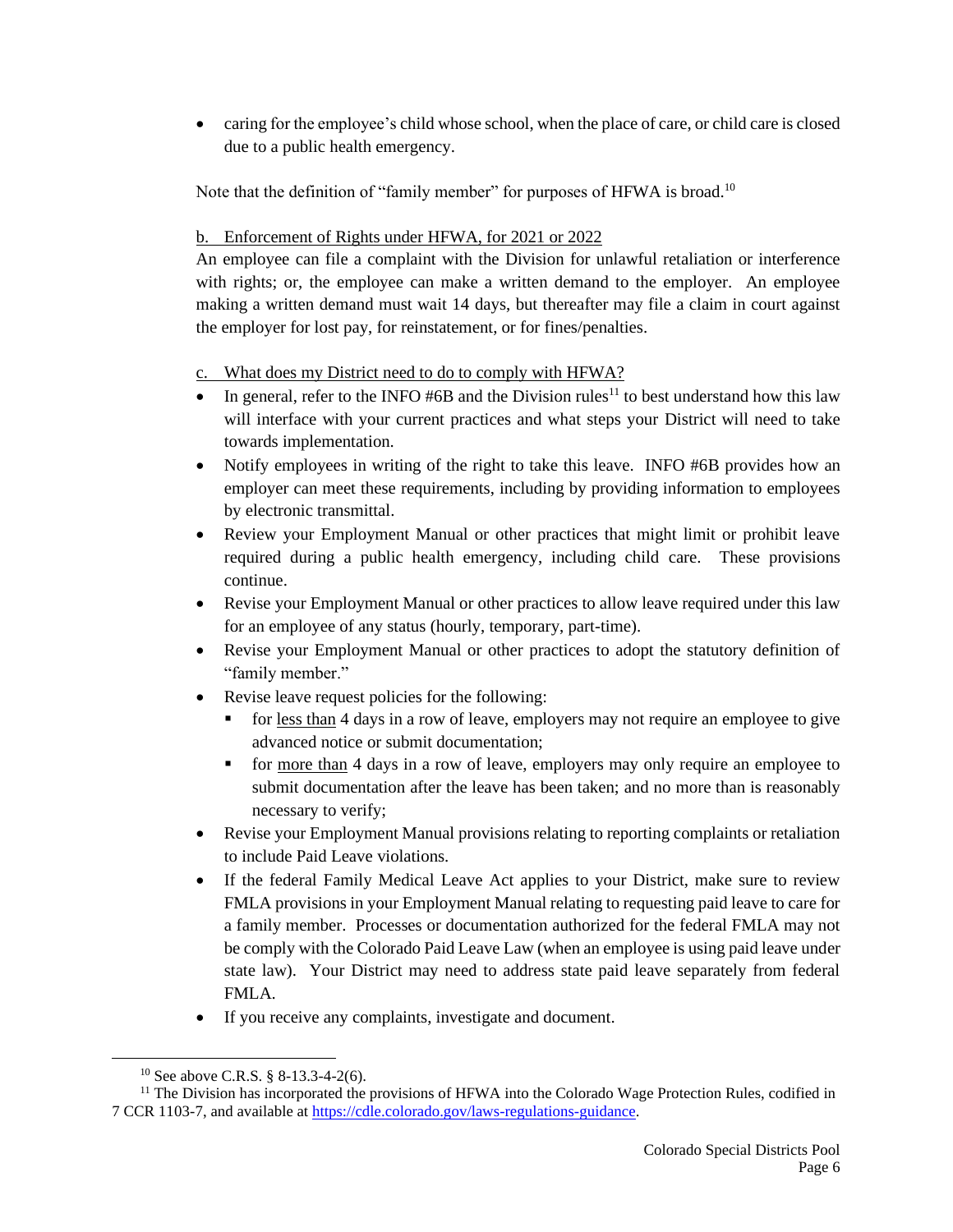- caring for the employee's child whose school, when the place of care, or child care is closed due to a public health emergency.

Note that the definition of "family member" for purposes of HFWA is broad.[10]

b. Enforcement of Rights under HFWA, for 2021 or 2022

An employee can file a complaint with the Division for unlawful retaliation or interference with rights; or, the employee can make a written demand to the employer. An employee making a written demand must wait 14 days, but thereafter may file a claim in court against the employer for lost pay, for reinstatement, or for fines/penalties.

c. What does my District need to do to comply with HFWA?

- In general, refer to the INFO #6B and the Division rules[11] to best understand how this law will interface with your current practices and what steps your District will need to take towards implementation.
- Notify employees in writing of the right to take this leave. INFO #6B provides how an employer can meet these requirements, including by providing information to employees by electronic transmittal.
- Review your Employment Manual or other practices that might limit or prohibit leave required during a public health emergency, including child care. These provisions continue.
- Revise your Employment Manual or other practices to allow leave required under this law for an employee of any status (hourly, temporary, part-time).
- Revise your Employment Manual or other practices to adopt the statutory definition of "family member."
- Revise leave request policies for the following:
  - for less than 4 days in a row of leave, employers may not require an employee to give advanced notice or submit documentation;
  - for more than 4 days in a row of leave, employers may only require an employee to submit documentation after the leave has been taken; and no more than is reasonably necessary to verify;
- Revise your Employment Manual provisions relating to reporting complaints or retaliation to include Paid Leave violations.
- If the federal Family Medical Leave Act applies to your District, make sure to review FMLA provisions in your Employment Manual relating to requesting paid leave to care for a family member. Processes or documentation authorized for the federal FMLA may not be comply with the Colorado Paid Leave Law (when an employee is using paid leave under state law). Your District may need to address state paid leave separately from federal FMLA.
- If you receive any complaints, investigate and document.

---

[10] See above C.R.S. § 8-13.3-4-2(6).

[11] The Division has incorporated the provisions of HFWA into the Colorado Wage Protection Rules, codified in 7 CCR 1103-7, and available at https://cdle.colorado.gov/laws-regulations-guidance.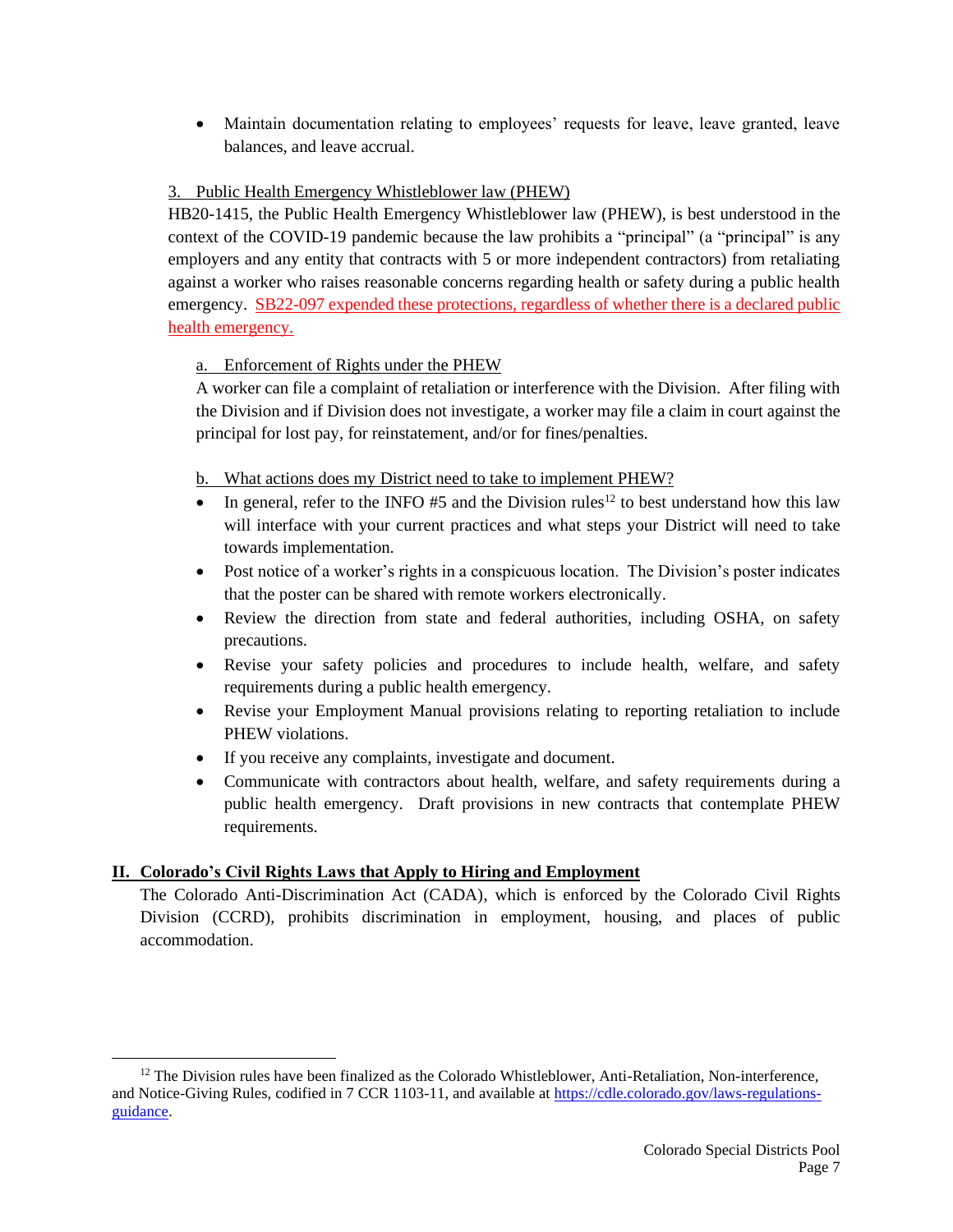- Maintain documentation relating to employees' requests for leave, leave granted, leave balances, and leave accrual.

### 3. Public Health Emergency Whistleblower law (PHEW)

HB20-1415, the Public Health Emergency Whistleblower law (PHEW), is best understood in the context of the COVID-19 pandemic because the law prohibits a "principal" (a "principal" is any employers and any entity that contracts with 5 or more independent contractors) from retaliating against a worker who raises reasonable concerns regarding health or safety during a public health emergency. SB22-097 expended these protections, regardless of whether there is a declared public health emergency.

#### a. Enforcement of Rights under the PHEW

A worker can file a complaint of retaliation or interference with the Division. After filing with the Division and if Division does not investigate, a worker may file a claim in court against the principal for lost pay, for reinstatement, and/or for fines/penalties.

#### b. What actions does my District need to take to implement PHEW?

- In general, refer to the INFO #5 and the Division rules[12] to best understand how this law will interface with your current practices and what steps your District will need to take towards implementation.
- Post notice of a worker's rights in a conspicuous location. The Division's poster indicates that the poster can be shared with remote workers electronically.
- Review the direction from state and federal authorities, including OSHA, on safety precautions.
- Revise your safety policies and procedures to include health, welfare, and safety requirements during a public health emergency.
- Revise your Employment Manual provisions relating to reporting retaliation to include PHEW violations.
- If you receive any complaints, investigate and document.
- Communicate with contractors about health, welfare, and safety requirements during a public health emergency. Draft provisions in new contracts that contemplate PHEW requirements.

## II. Colorado's Civil Rights Laws that Apply to Hiring and Employment

The Colorado Anti-Discrimination Act (CADA), which is enforced by the Colorado Civil Rights Division (CCRD), prohibits discrimination in employment, housing, and places of public accommodation.

---

[12] The Division rules have been finalized as the Colorado Whistleblower, Anti-Retaliation, Non-interference, and Notice-Giving Rules, codified in 7 CCR 1103-11, and available at https://cdle.colorado.gov/laws-regulations-guidance.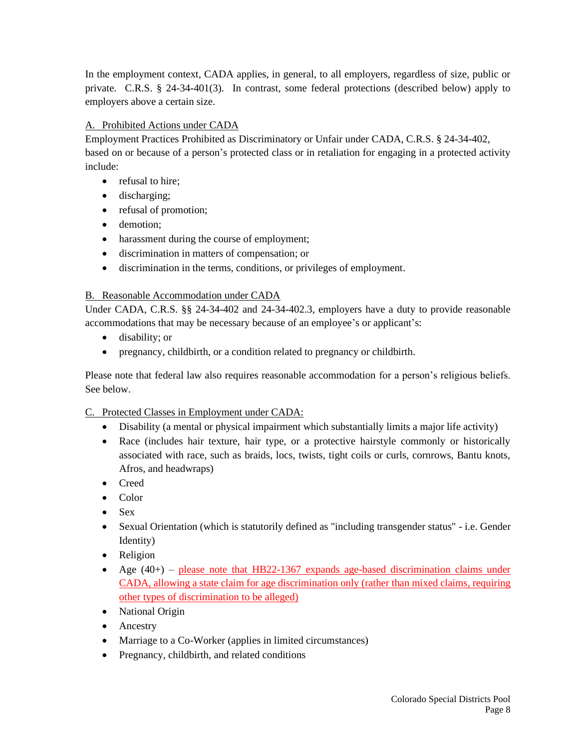In the employment context, CADA applies, in general, to all employers, regardless of size, public or private. C.R.S. § 24-34-401(3). In contrast, some federal protections (described below) apply to employers above a certain size.

A. Prohibited Actions under CADA

Employment Practices Prohibited as Discriminatory or Unfair under CADA, C.R.S. § 24-34-402, based on or because of a person's protected class or in retaliation for engaging in a protected activity include:

- refusal to hire;
- discharging;
- refusal of promotion;
- demotion;
- harassment during the course of employment;
- discrimination in matters of compensation; or
- discrimination in the terms, conditions, or privileges of employment.

B. Reasonable Accommodation under CADA

Under CADA, C.R.S. §§ 24-34-402 and 24-34-402.3, employers have a duty to provide reasonable accommodations that may be necessary because of an employee's or applicant's:

- disability; or
- pregnancy, childbirth, or a condition related to pregnancy or childbirth.

Please note that federal law also requires reasonable accommodation for a person's religious beliefs. See below.

C. Protected Classes in Employment under CADA:

- Disability (a mental or physical impairment which substantially limits a major life activity)
- Race (includes hair texture, hair type, or a protective hairstyle commonly or historically associated with race, such as braids, locs, twists, tight coils or curls, cornrows, Bantu knots, Afros, and headwraps)
- Creed
- Color
- Sex
- Sexual Orientation (which is statutorily defined as "including transgender status" - i.e. Gender Identity)
- Religion
- Age (40+) – please note that HB22-1367 expands age-based discrimination claims under CADA, allowing a state claim for age discrimination only (rather than mixed claims, requiring other types of discrimination to be alleged)
- National Origin
- Ancestry
- Marriage to a Co-Worker (applies in limited circumstances)
- Pregnancy, childbirth, and related conditions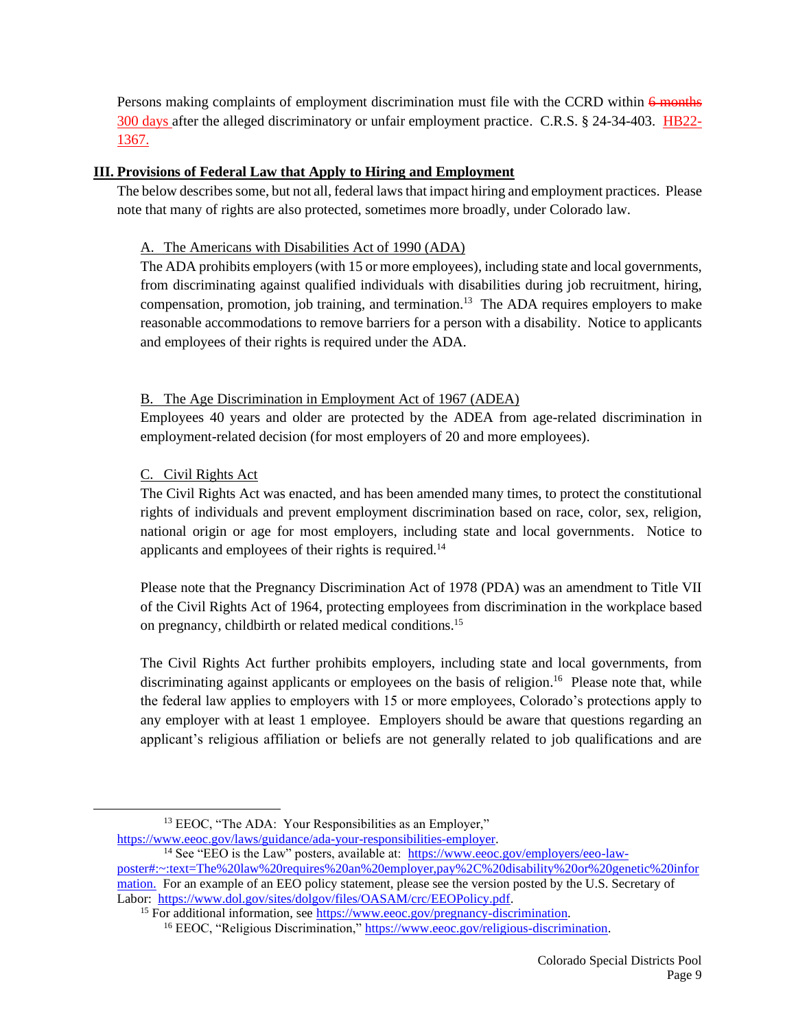Persons making complaints of employment discrimination must file with the CCRD within ~~6 months~~ 300 days after the alleged discriminatory or unfair employment practice. C.R.S. § 24-34-403. HB22-1367.

## III. Provisions of Federal Law that Apply to Hiring and Employment

The below describes some, but not all, federal laws that impact hiring and employment practices. Please note that many of rights are also protected, sometimes more broadly, under Colorado law.

### A. The Americans with Disabilities Act of 1990 (ADA)

The ADA prohibits employers (with 15 or more employees), including state and local governments, from discriminating against qualified individuals with disabilities during job recruitment, hiring, compensation, promotion, job training, and termination.[13] The ADA requires employers to make reasonable accommodations to remove barriers for a person with a disability. Notice to applicants and employees of their rights is required under the ADA.

### B. The Age Discrimination in Employment Act of 1967 (ADEA)

Employees 40 years and older are protected by the ADEA from age-related discrimination in employment-related decision (for most employers of 20 and more employees).

### C. Civil Rights Act

The Civil Rights Act was enacted, and has been amended many times, to protect the constitutional rights of individuals and prevent employment discrimination based on race, color, sex, religion, national origin or age for most employers, including state and local governments. Notice to applicants and employees of their rights is required.[14]

Please note that the Pregnancy Discrimination Act of 1978 (PDA) was an amendment to Title VII of the Civil Rights Act of 1964, protecting employees from discrimination in the workplace based on pregnancy, childbirth or related medical conditions.[15]

The Civil Rights Act further prohibits employers, including state and local governments, from discriminating against applicants or employees on the basis of religion.[16] Please note that, while the federal law applies to employers with 15 or more employees, Colorado's protections apply to any employer with at least 1 employee. Employers should be aware that questions regarding an applicant's religious affiliation or beliefs are not generally related to job qualifications and are

---

[13] EEOC, "The ADA: Your Responsibilities as an Employer," https://www.eeoc.gov/laws/guidance/ada-your-responsibilities-employer.

[14] See "EEO is the Law" posters, available at: https://www.eeoc.gov/employers/eeo-law-poster#:~:text=The%20law%20requires%20an%20employer,pay%2C%20disability%20or%20genetic%20information. For an example of an EEO policy statement, please see the version posted by the U.S. Secretary of Labor: https://www.dol.gov/sites/dolgov/files/OASAM/crc/EEOPolicy.pdf.

[15] For additional information, see https://www.eeoc.gov/pregnancy-discrimination.

[16] EEOC, "Religious Discrimination," https://www.eeoc.gov/religious-discrimination.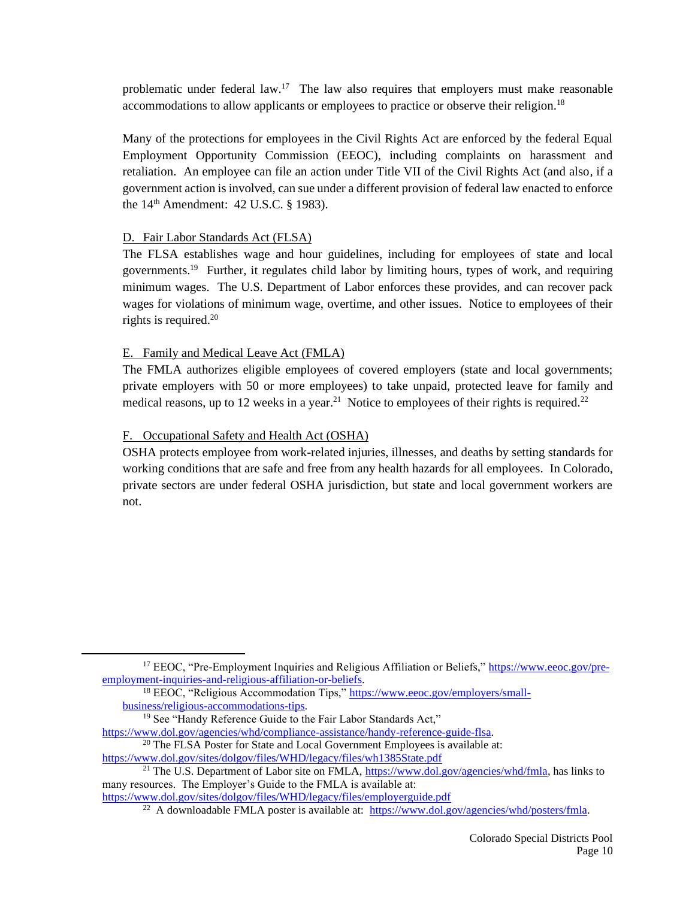problematic under federal law.[17] The law also requires that employers must make reasonable accommodations to allow applicants or employees to practice or observe their religion.[18]

Many of the protections for employees in the Civil Rights Act are enforced by the federal Equal Employment Opportunity Commission (EEOC), including complaints on harassment and retaliation. An employee can file an action under Title VII of the Civil Rights Act (and also, if a government action is involved, can sue under a different provision of federal law enacted to enforce the 14th Amendment: 42 U.S.C. § 1983).

D. Fair Labor Standards Act (FLSA)

The FLSA establishes wage and hour guidelines, including for employees of state and local governments.[19] Further, it regulates child labor by limiting hours, types of work, and requiring minimum wages. The U.S. Department of Labor enforces these provides, and can recover pack wages for violations of minimum wage, overtime, and other issues. Notice to employees of their rights is required.[20]

E. Family and Medical Leave Act (FMLA)

The FMLA authorizes eligible employees of covered employers (state and local governments; private employers with 50 or more employees) to take unpaid, protected leave for family and medical reasons, up to 12 weeks in a year.[21] Notice to employees of their rights is required.[22]

F. Occupational Safety and Health Act (OSHA)

OSHA protects employee from work-related injuries, illnesses, and deaths by setting standards for working conditions that are safe and free from any health hazards for all employees. In Colorado, private sectors are under federal OSHA jurisdiction, but state and local government workers are not.

---

[17] EEOC, "Pre-Employment Inquiries and Religious Affiliation or Beliefs," https://www.eeoc.gov/pre-employment-inquiries-and-religious-affiliation-or-beliefs.

[18] EEOC, "Religious Accommodation Tips," https://www.eeoc.gov/employers/small-business/religious-accommodations-tips.

[19] See "Handy Reference Guide to the Fair Labor Standards Act," https://www.dol.gov/agencies/whd/compliance-assistance/handy-reference-guide-flsa.

[20] The FLSA Poster for State and Local Government Employees is available at: https://www.dol.gov/sites/dolgov/files/WHD/legacy/files/wh1385State.pdf

[21] The U.S. Department of Labor site on FMLA, https://www.dol.gov/agencies/whd/fmla, has links to many resources. The Employer's Guide to the FMLA is available at: https://www.dol.gov/sites/dolgov/files/WHD/legacy/files/employerguide.pdf

[22] A downloadable FMLA poster is available at: https://www.dol.gov/agencies/whd/posters/fmla.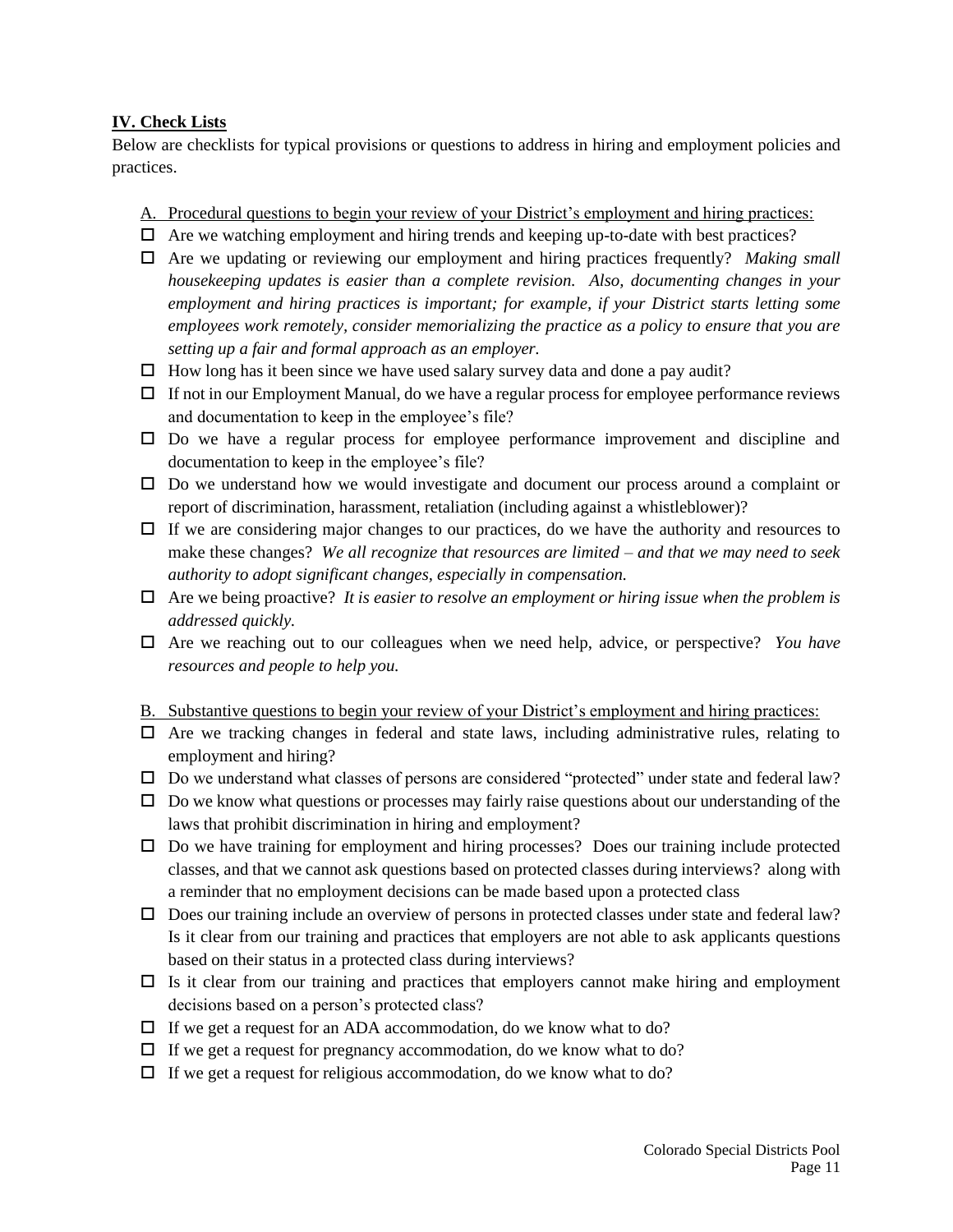## IV. Check Lists

Below are checklists for typical provisions or questions to address in hiring and employment policies and practices.

A. Procedural questions to begin your review of your District's employment and hiring practices:

- ☐ Are we watching employment and hiring trends and keeping up-to-date with best practices?
- ☐ Are we updating or reviewing our employment and hiring practices frequently? *Making small housekeeping updates is easier than a complete revision. Also, documenting changes in your employment and hiring practices is important; for example, if your District starts letting some employees work remotely, consider memorializing the practice as a policy to ensure that you are setting up a fair and formal approach as an employer.*
- ☐ How long has it been since we have used salary survey data and done a pay audit?
- ☐ If not in our Employment Manual, do we have a regular process for employee performance reviews and documentation to keep in the employee's file?
- ☐ Do we have a regular process for employee performance improvement and discipline and documentation to keep in the employee's file?
- ☐ Do we understand how we would investigate and document our process around a complaint or report of discrimination, harassment, retaliation (including against a whistleblower)?
- ☐ If we are considering major changes to our practices, do we have the authority and resources to make these changes? *We all recognize that resources are limited – and that we may need to seek authority to adopt significant changes, especially in compensation.*
- ☐ Are we being proactive? *It is easier to resolve an employment or hiring issue when the problem is addressed quickly.*
- ☐ Are we reaching out to our colleagues when we need help, advice, or perspective? *You have resources and people to help you.*

B. Substantive questions to begin your review of your District's employment and hiring practices:

- ☐ Are we tracking changes in federal and state laws, including administrative rules, relating to employment and hiring?
- ☐ Do we understand what classes of persons are considered "protected" under state and federal law?
- ☐ Do we know what questions or processes may fairly raise questions about our understanding of the laws that prohibit discrimination in hiring and employment?
- ☐ Do we have training for employment and hiring processes? Does our training include protected classes, and that we cannot ask questions based on protected classes during interviews? along with a reminder that no employment decisions can be made based upon a protected class
- ☐ Does our training include an overview of persons in protected classes under state and federal law? Is it clear from our training and practices that employers are not able to ask applicants questions based on their status in a protected class during interviews?
- ☐ Is it clear from our training and practices that employers cannot make hiring and employment decisions based on a person's protected class?
- ☐ If we get a request for an ADA accommodation, do we know what to do?
- ☐ If we get a request for pregnancy accommodation, do we know what to do?
- ☐ If we get a request for religious accommodation, do we know what to do?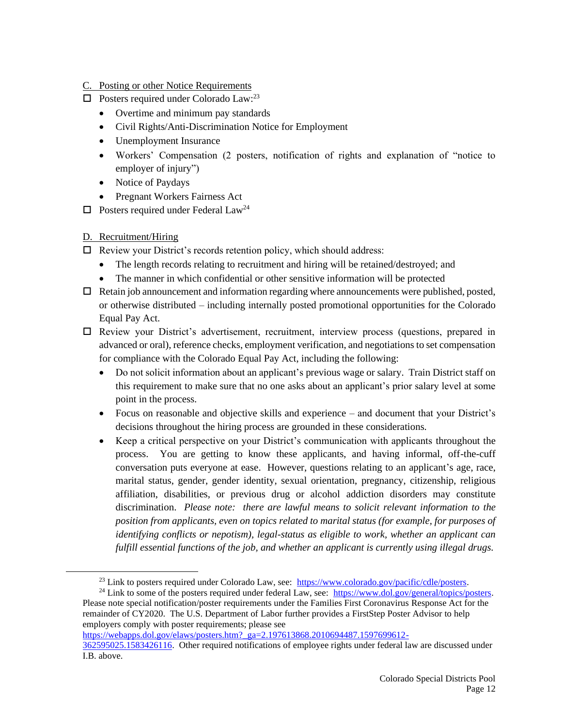C. Posting or other Notice Requirements

- ☐ Posters required under Colorado Law:[23]
  - Overtime and minimum pay standards
  - Civil Rights/Anti-Discrimination Notice for Employment
  - Unemployment Insurance
  - Workers' Compensation (2 posters, notification of rights and explanation of "notice to employer of injury")
  - Notice of Paydays
  - Pregnant Workers Fairness Act
- ☐ Posters required under Federal Law[24]

D. Recruitment/Hiring

- ☐ Review your District's records retention policy, which should address:
  - The length records relating to recruitment and hiring will be retained/destroyed; and
  - The manner in which confidential or other sensitive information will be protected
- ☐ Retain job announcement and information regarding where announcements were published, posted, or otherwise distributed – including internally posted promotional opportunities for the Colorado Equal Pay Act.
- ☐ Review your District's advertisement, recruitment, interview process (questions, prepared in advanced or oral), reference checks, employment verification, and negotiations to set compensation for compliance with the Colorado Equal Pay Act, including the following:
  - Do not solicit information about an applicant's previous wage or salary. Train District staff on this requirement to make sure that no one asks about an applicant's prior salary level at some point in the process.
  - Focus on reasonable and objective skills and experience – and document that your District's decisions throughout the hiring process are grounded in these considerations.
  - Keep a critical perspective on your District's communication with applicants throughout the process. You are getting to know these applicants, and having informal, off-the-cuff conversation puts everyone at ease. However, questions relating to an applicant's age, race, marital status, gender, gender identity, sexual orientation, pregnancy, citizenship, religious affiliation, disabilities, or previous drug or alcohol addiction disorders may constitute discrimination. *Please note: there are lawful means to solicit relevant information to the position from applicants, even on topics related to marital status (for example, for purposes of identifying conflicts or nepotism), legal-status as eligible to work, whether an applicant can fulfill essential functions of the job, and whether an applicant is currently using illegal drugs.*

---

[23] Link to posters required under Colorado Law, see: https://www.colorado.gov/pacific/cdle/posters.

[24] Link to some of the posters required under federal Law, see: https://www.dol.gov/general/topics/posters. Please note special notification/poster requirements under the Families First Coronavirus Response Act for the remainder of CY2020. The U.S. Department of Labor further provides a FirstStep Poster Advisor to help employers comply with poster requirements; please see https://webapps.dol.gov/elaws/posters.htm?_ga=2.197613868.2010694487.1597699612-362595025.1583426116. Other required notifications of employee rights under federal law are discussed under I.B. above.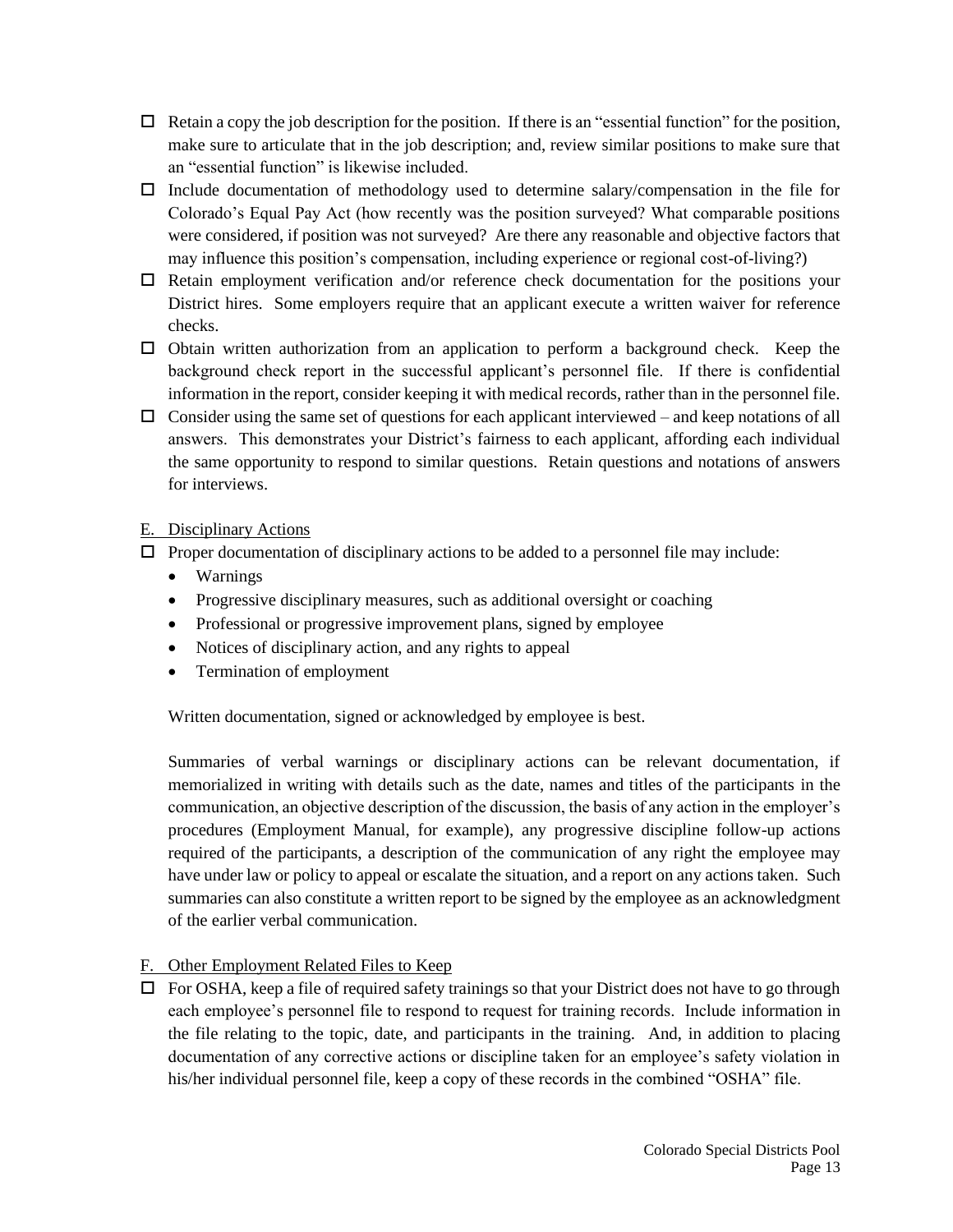- ☐ Retain a copy the job description for the position. If there is an "essential function" for the position, make sure to articulate that in the job description; and, review similar positions to make sure that an "essential function" is likewise included.
- ☐ Include documentation of methodology used to determine salary/compensation in the file for Colorado's Equal Pay Act (how recently was the position surveyed? What comparable positions were considered, if position was not surveyed? Are there any reasonable and objective factors that may influence this position's compensation, including experience or regional cost-of-living?)
- ☐ Retain employment verification and/or reference check documentation for the positions your District hires. Some employers require that an applicant execute a written waiver for reference checks.
- ☐ Obtain written authorization from an application to perform a background check. Keep the background check report in the successful applicant's personnel file. If there is confidential information in the report, consider keeping it with medical records, rather than in the personnel file.
- ☐ Consider using the same set of questions for each applicant interviewed – and keep notations of all answers. This demonstrates your District's fairness to each applicant, affording each individual the same opportunity to respond to similar questions. Retain questions and notations of answers for interviews.

E. Disciplinary Actions

- ☐ Proper documentation of disciplinary actions to be added to a personnel file may include:
  - Warnings
  - Progressive disciplinary measures, such as additional oversight or coaching
  - Professional or progressive improvement plans, signed by employee
  - Notices of disciplinary action, and any rights to appeal
  - Termination of employment

  Written documentation, signed or acknowledged by employee is best.

  Summaries of verbal warnings or disciplinary actions can be relevant documentation, if memorialized in writing with details such as the date, names and titles of the participants in the communication, an objective description of the discussion, the basis of any action in the employer's procedures (Employment Manual, for example), any progressive discipline follow-up actions required of the participants, a description of the communication of any right the employee may have under law or policy to appeal or escalate the situation, and a report on any actions taken. Such summaries can also constitute a written report to be signed by the employee as an acknowledgment of the earlier verbal communication.

F. Other Employment Related Files to Keep

- ☐ For OSHA, keep a file of required safety trainings so that your District does not have to go through each employee's personnel file to respond to request for training records. Include information in the file relating to the topic, date, and participants in the training. And, in addition to placing documentation of any corrective actions or discipline taken for an employee's safety violation in his/her individual personnel file, keep a copy of these records in the combined "OSHA" file.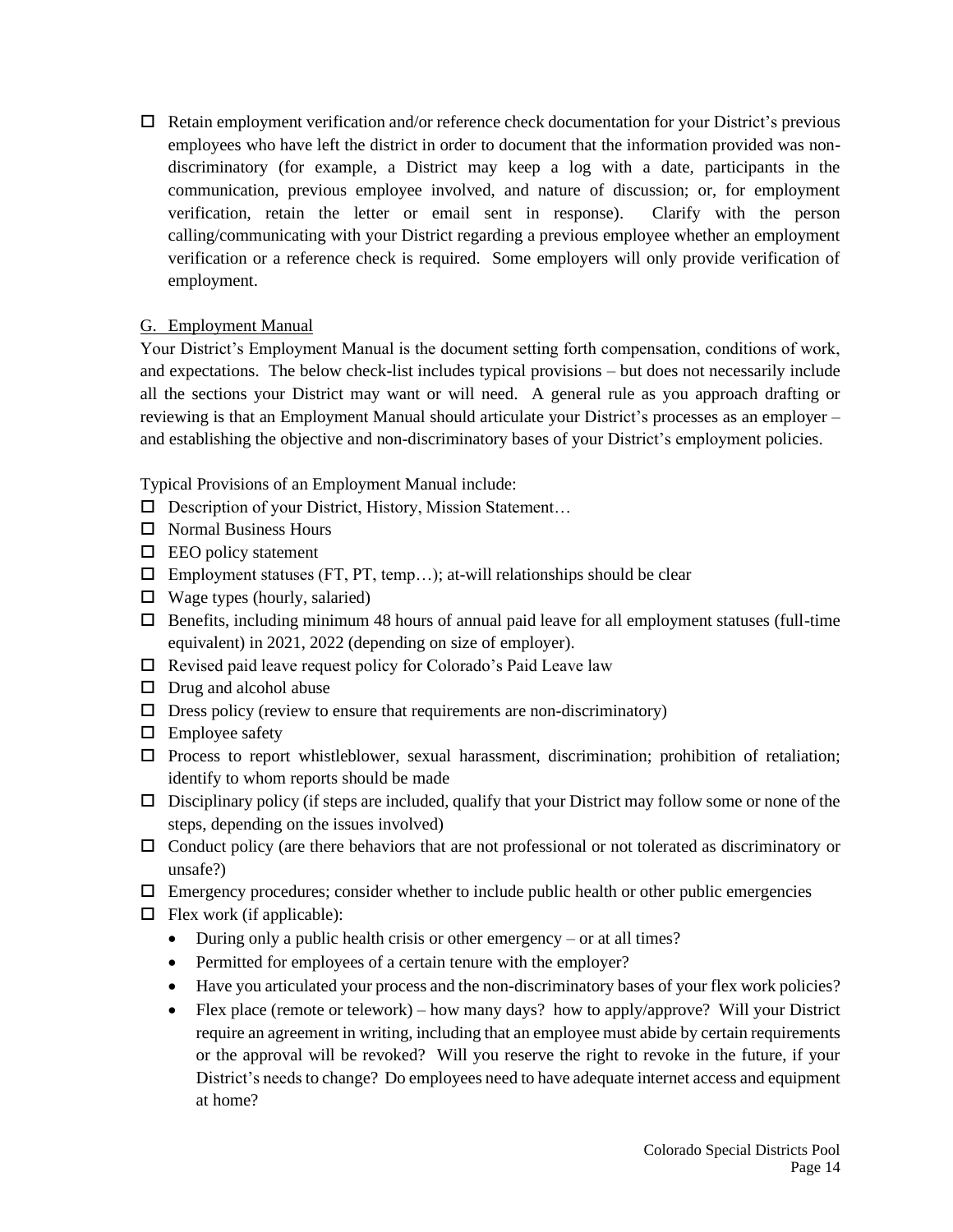- ☐ Retain employment verification and/or reference check documentation for your District's previous employees who have left the district in order to document that the information provided was non-discriminatory (for example, a District may keep a log with a date, participants in the communication, previous employee involved, and nature of discussion; or, for employment verification, retain the letter or email sent in response). Clarify with the person calling/communicating with your District regarding a previous employee whether an employment verification or a reference check is required. Some employers will only provide verification of employment.

G. <u>Employment Manual</u>

Your District's Employment Manual is the document setting forth compensation, conditions of work, and expectations. The below check-list includes typical provisions – but does not necessarily include all the sections your District may want or will need. A general rule as you approach drafting or reviewing is that an Employment Manual should articulate your District's processes as an employer – and establishing the objective and non-discriminatory bases of your District's employment policies.

Typical Provisions of an Employment Manual include:

- ☐ Description of your District, History, Mission Statement…
- ☐ Normal Business Hours
- ☐ EEO policy statement
- ☐ Employment statuses (FT, PT, temp…); at-will relationships should be clear
- ☐ Wage types (hourly, salaried)
- ☐ Benefits, including minimum 48 hours of annual paid leave for all employment statuses (full-time equivalent) in 2021, 2022 (depending on size of employer).
- ☐ Revised paid leave request policy for Colorado's Paid Leave law
- ☐ Drug and alcohol abuse
- ☐ Dress policy (review to ensure that requirements are non-discriminatory)
- ☐ Employee safety
- ☐ Process to report whistleblower, sexual harassment, discrimination; prohibition of retaliation; identify to whom reports should be made
- ☐ Disciplinary policy (if steps are included, qualify that your District may follow some or none of the steps, depending on the issues involved)
- ☐ Conduct policy (are there behaviors that are not professional or not tolerated as discriminatory or unsafe?)
- ☐ Emergency procedures; consider whether to include public health or other public emergencies
- ☐ Flex work (if applicable):
  - During only a public health crisis or other emergency – or at all times?
  - Permitted for employees of a certain tenure with the employer?
  - Have you articulated your process and the non-discriminatory bases of your flex work policies?
  - Flex place (remote or telework) – how many days? how to apply/approve? Will your District require an agreement in writing, including that an employee must abide by certain requirements or the approval will be revoked? Will you reserve the right to revoke in the future, if your District's needs to change? Do employees need to have adequate internet access and equipment at home?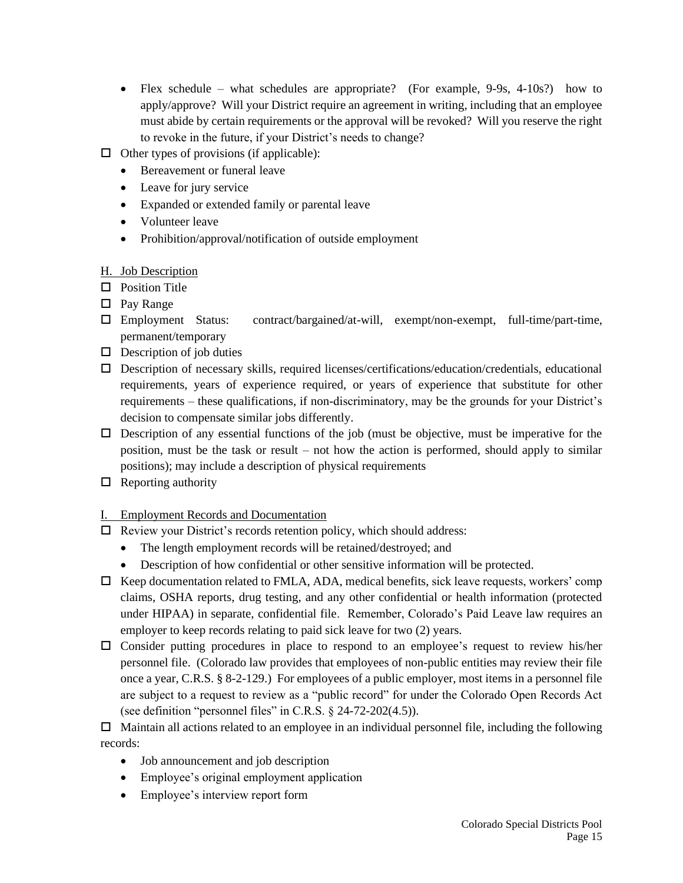- Flex schedule – what schedules are appropriate? (For example, 9-9s, 4-10s?) how to apply/approve? Will your District require an agreement in writing, including that an employee must abide by certain requirements or the approval will be revoked? Will you reserve the right to revoke in the future, if your District's needs to change?

☐ Other types of provisions (if applicable):
- Bereavement or funeral leave
- Leave for jury service
- Expanded or extended family or parental leave
- Volunteer leave
- Prohibition/approval/notification of outside employment

H. Job Description

☐ Position Title

☐ Pay Range

☐ Employment Status: contract/bargained/at-will, exempt/non-exempt, full-time/part-time, permanent/temporary

☐ Description of job duties

☐ Description of necessary skills, required licenses/certifications/education/credentials, educational requirements, years of experience required, or years of experience that substitute for other requirements – these qualifications, if non-discriminatory, may be the grounds for your District's decision to compensate similar jobs differently.

☐ Description of any essential functions of the job (must be objective, must be imperative for the position, must be the task or result – not how the action is performed, should apply to similar positions); may include a description of physical requirements

☐ Reporting authority

I. Employment Records and Documentation

☐ Review your District's records retention policy, which should address:
- The length employment records will be retained/destroyed; and
- Description of how confidential or other sensitive information will be protected.

☐ Keep documentation related to FMLA, ADA, medical benefits, sick leave requests, workers' comp claims, OSHA reports, drug testing, and any other confidential or health information (protected under HIPAA) in separate, confidential file. Remember, Colorado's Paid Leave law requires an employer to keep records relating to paid sick leave for two (2) years.

☐ Consider putting procedures in place to respond to an employee's request to review his/her personnel file. (Colorado law provides that employees of non-public entities may review their file once a year, C.R.S. § 8-2-129.) For employees of a public employer, most items in a personnel file are subject to a request to review as a "public record" for under the Colorado Open Records Act (see definition "personnel files" in C.R.S. § 24-72-202(4.5)).

☐ Maintain all actions related to an employee in an individual personnel file, including the following records:
- Job announcement and job description
- Employee's original employment application
- Employee's interview report form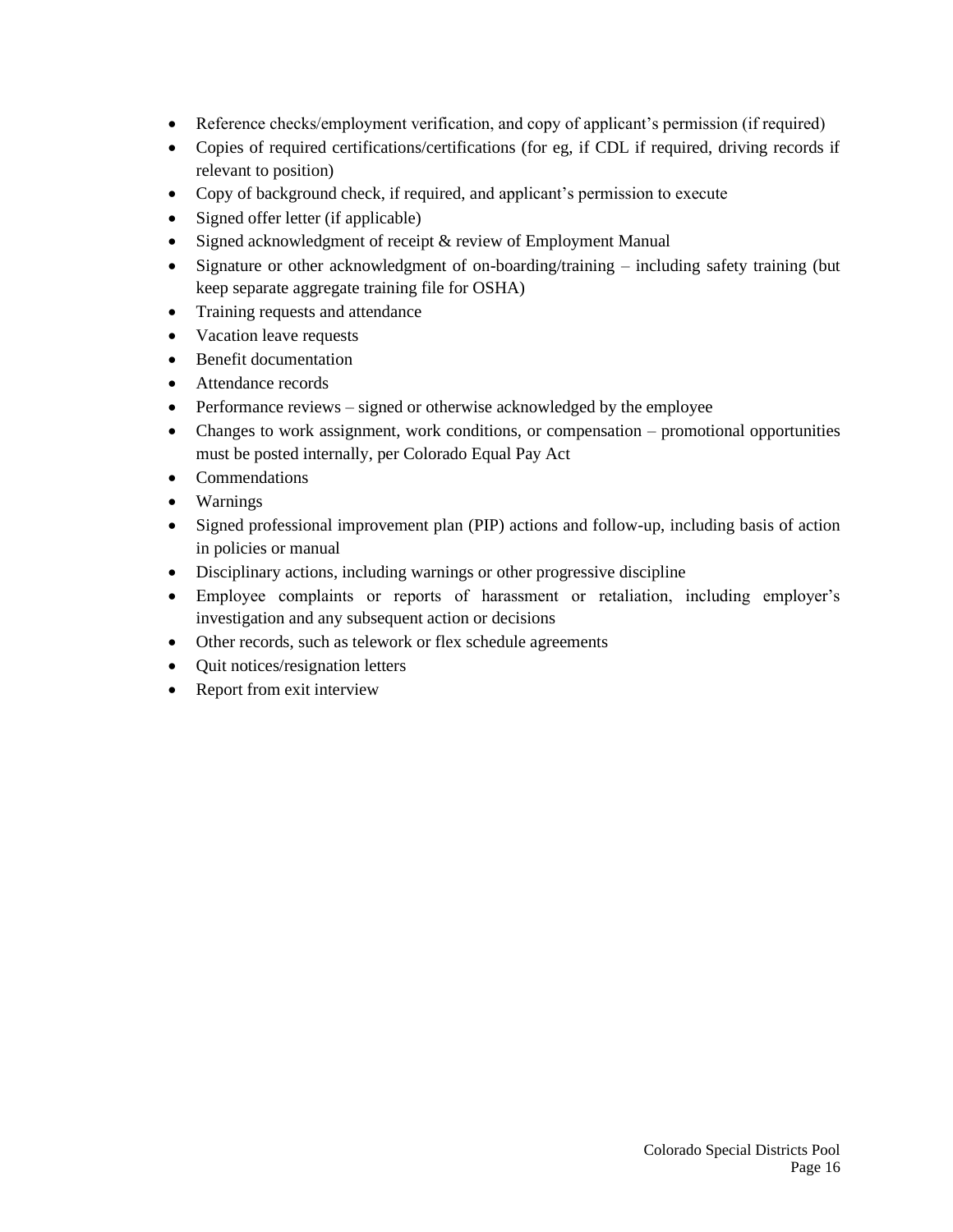- Reference checks/employment verification, and copy of applicant's permission (if required)
- Copies of required certifications/certifications (for eg, if CDL if required, driving records if relevant to position)
- Copy of background check, if required, and applicant's permission to execute
- Signed offer letter (if applicable)
- Signed acknowledgment of receipt & review of Employment Manual
- Signature or other acknowledgment of on-boarding/training – including safety training (but keep separate aggregate training file for OSHA)
- Training requests and attendance
- Vacation leave requests
- Benefit documentation
- Attendance records
- Performance reviews – signed or otherwise acknowledged by the employee
- Changes to work assignment, work conditions, or compensation – promotional opportunities must be posted internally, per Colorado Equal Pay Act
- Commendations
- Warnings
- Signed professional improvement plan (PIP) actions and follow-up, including basis of action in policies or manual
- Disciplinary actions, including warnings or other progressive discipline
- Employee complaints or reports of harassment or retaliation, including employer's investigation and any subsequent action or decisions
- Other records, such as telework or flex schedule agreements
- Quit notices/resignation letters
- Report from exit interview